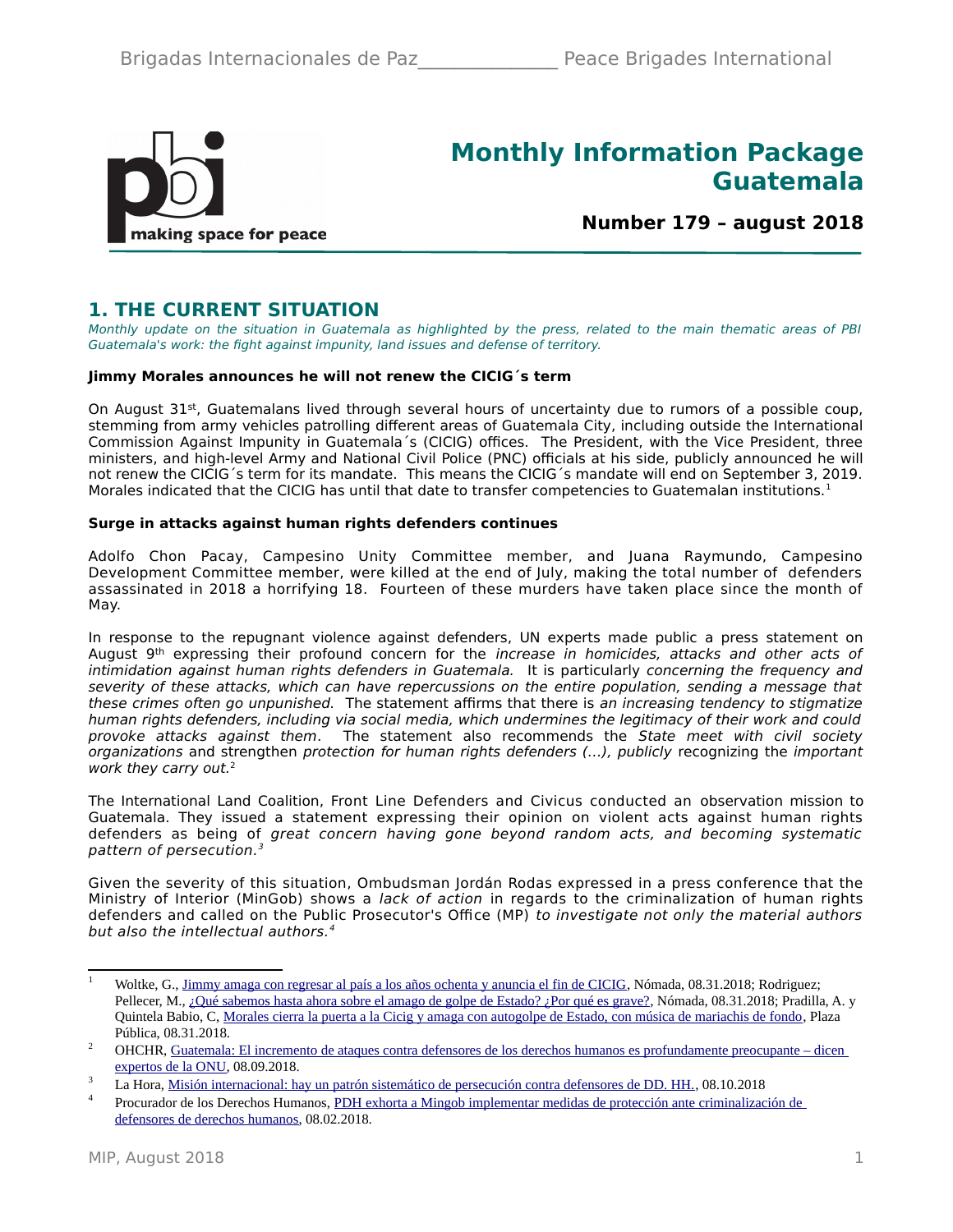# Monthly Information Package Guatemala

**Number 179 – august 2018**

## 1. THE CURRENT SITUATION

*Monthly update on the situation in Guatemala as highlighted by the press, related to the main thematic areas of PBI Guatemala's work: the fight against impunity, land issues and defense of territory.*

**Jimmy Morales announces he will not renew the CICIG´s term**

On August 31st, Guatemalans lived through several hours of uncertainty due to rumors of a possible coup, stemming from army vehicles patrolling different areas of Guatemala City, including outside the International Commission Against Impunity in Guatemala´s (CICIG) offices. The President, with the Vice President, three ministers, and high-level Army and National Civil Police (PNC) officials at his side, publicly announced he will not renew the CICIG´s term for its mandate. This means the CICIG´s mandate will end on September 3, 2019. Morales indicated that the CICIG has until that date to transfer competencies to Guatemalan institutions.[1]

**Surge in attacks against human rights defenders continues**

Adolfo Chon Pacay, Campesino Unity Committee member, and Juana Raymundo, Campesino Development Committee member, were killed at the end of July, making the total number of defenders assassinated in 2018 a horrifying 18. Fourteen of these murders have taken place since the month of May.

In response to the repugnant violence against defenders, UN experts made public a press statement on August 9th expressing their profound concern for the *increase in homicides, attacks and other acts of intimidation against human rights defenders in Guatemala.* It is particularly *concerning the frequency and severity of these attacks, which can have repercussions on the entire population, sending a message that these crimes often go unpunished.* The statement affirms that there is *an increasing tendency to stigmatize human rights defenders, including via social media, which undermines the legitimacy of their work and could provoke attacks against them*. The statement also recommends the *State meet with civil society organizations* and strengthen *protection for human rights defenders (...), publicly* recognizing the *important work they carry out.*[2]

The International Land Coalition, Front Line Defenders and Civicus conducted an observation mission to Guatemala. They issued a statement expressing their opinion on violent acts against human rights defenders as being of *great concern having gone beyond random acts, and becoming systematic pattern of persecution.*[3]

Given the severity of this situation, Ombudsman Jordán Rodas expressed in a press conference that the Ministry of Interior (MinGob) shows a *lack of action* in regards to the criminalization of human rights defenders and called on the Public Prosecutor's Office (MP) *to investigate not only the material authors but also the intellectual authors.*[4]

---

[1] Woltke, G., Jimmy amaga con regresar al país a los años ochenta y anuncia el fin de CICIG, Nómada, 08.31.2018; Rodriguez; Pellecer, M., ¿Qué sabemos hasta ahora sobre el amago de golpe de Estado? ¿Por qué es grave?, Nómada, 08.31.2018; Pradilla, A. y Quintela Babio, C, Morales cierra la puerta a la Cicig y amaga con autogolpe de Estado, con música de mariachis de fondo, Plaza Pública, 08.31.2018.

[2] OHCHR, Guatemala: El incremento de ataques contra defensores de los derechos humanos es profundamente preocupante – dicen expertos de la ONU, 08.09.2018.

[3] La Hora, Misión internacional: hay un patrón sistemático de persecución contra defensores de DD. HH., 08.10.2018

[4] Procurador de los Derechos Humanos, PDH exhorta a Mingob implementar medidas de protección ante criminalización de defensores de derechos humanos, 08.02.2018.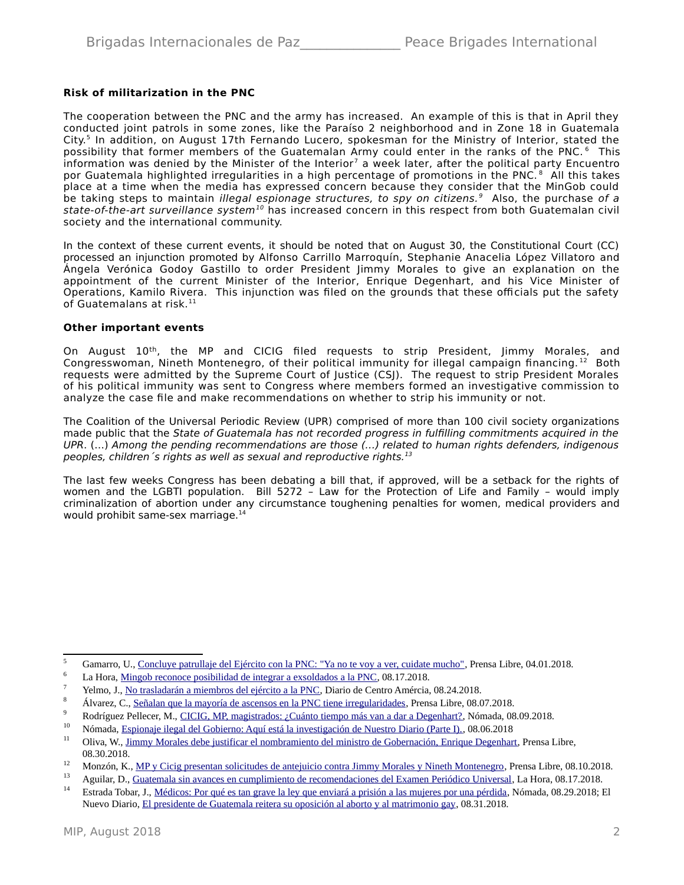**Risk of militarization in the PNC**

The cooperation between the PNC and the army has increased. An example of this is that in April they conducted joint patrols in some zones, like the Paraíso 2 neighborhood and in Zone 18 in Guatemala City.[5] In addition, on August 17th Fernando Lucero, spokesman for the Ministry of Interior, stated the possibility that former members of the Guatemalan Army could enter in the ranks of the PNC.[6] This information was denied by the Minister of the Interior[7] a week later, after the political party Encuentro por Guatemala highlighted irregularities in a high percentage of promotions in the PNC.[8] All this takes place at a time when the media has expressed concern because they consider that the MinGob could be taking steps to maintain *illegal espionage structures, to spy on citizens.*[9] Also, the purchase *of a state-of-the-art surveillance system*[10] has increased concern in this respect from both Guatemalan civil society and the international community.

In the context of these current events, it should be noted that on August 30, the Constitutional Court (CC) processed an injunction promoted by Alfonso Carrillo Marroquín, Stephanie Anacelia López Villatoro and Ángela Verónica Godoy Gastillo to order President Jimmy Morales to give an explanation on the appointment of the current Minister of the Interior, Enrique Degenhart, and his Vice Minister of Operations, Kamilo Rivera. This injunction was filed on the grounds that these officials put the safety of Guatemalans at risk.[11]

**Other important events**

On August 10th, the MP and CICIG filed requests to strip President, Jimmy Morales, and Congresswoman, Nineth Montenegro, of their political immunity for illegal campaign financing.[12] Both requests were admitted by the Supreme Court of Justice (CSJ). The request to strip President Morales of his political immunity was sent to Congress where members formed an investigative commission to analyze the case file and make recommendations on whether to strip his immunity or not.

The Coalition of the Universal Periodic Review (UPR) comprised of more than 100 civil society organizations made public that the *State of Guatemala has not recorded progress in fulfilling commitments acquired in the UPR*. (...) *Among the pending recommendations are those (...) related to human rights defenders, indigenous peoples, children´s rights as well as sexual and reproductive rights.*[13]

The last few weeks Congress has been debating a bill that, if approved, will be a setback for the rights of women and the LGBTI population. Bill 5272 – Law for the Protection of Life and Family – would imply criminalization of abortion under any circumstance toughening penalties for women, medical providers and would prohibit same-sex marriage.[14]

---

[5] Gamarro, U., Concluye patrullaje del Ejército con la PNC: "Ya no te voy a ver, cuidate mucho", Prensa Libre, 04.01.2018.

[6] La Hora, Mingob reconoce posibilidad de integrar a exsoldados a la PNC, 08.17.2018.

[7] Yelmo, J., No trasladarán a miembros del ejército a la PNC, Diario de Centro Amércia, 08.24.2018.

[8] Álvarez, C., Señalan que la mayoría de ascensos en la PNC tiene irregularidades, Prensa Libre, 08.07.2018.

[9] Rodríguez Pellecer, M., CICIG, MP, magistrados: ¿Cuánto tiempo más van a dar a Degenhart?, Nómada, 08.09.2018.

[10] Nómada, Espionaje ilegal del Gobierno: Aquí está la investigación de Nuestro Diario (Parte I)., 08.06.2018

[11] Oliva, W., Jimmy Morales debe justificar el nombramiento del ministro de Gobernación, Enrique Degenhart, Prensa Libre, 08.30.2018.

[12] Monzón, K., MP y Cicig presentan solicitudes de antejuicio contra Jimmy Morales y Nineth Montenegro, Prensa Libre, 08.10.2018.

[13] Aguilar, D., Guatemala sin avances en cumplimiento de recomendaciones del Examen Periódico Universal, La Hora, 08.17.2018.

[14] Estrada Tobar, J., Médicos: Por qué es tan grave la ley que enviará a prisión a las mujeres por una pérdida, Nómada, 08.29.2018; El Nuevo Diario, El presidente de Guatemala reitera su oposición al aborto y al matrimonio gay, 08.31.2018.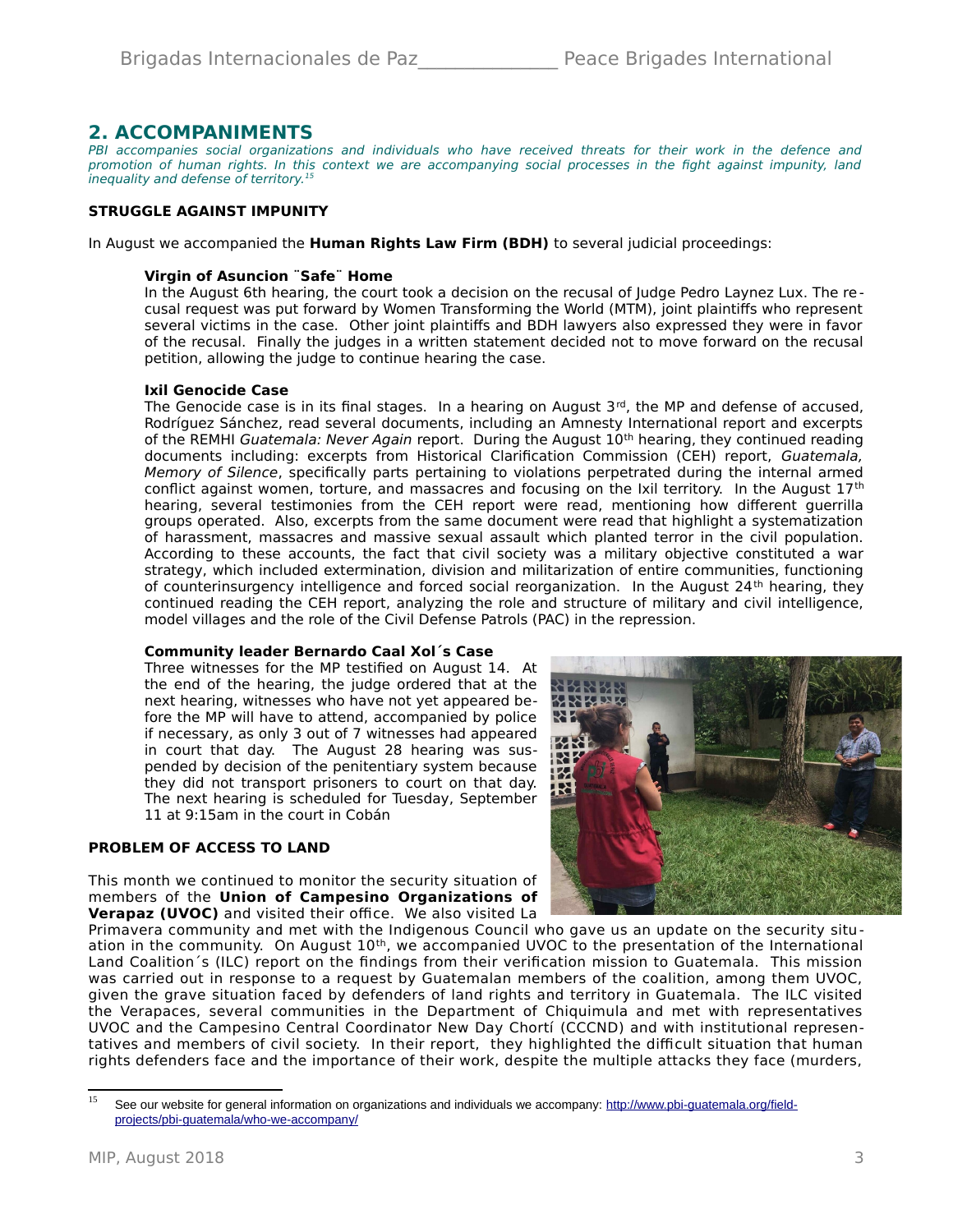## 2. ACCOMPANIMENTS

*PBI accompanies social organizations and individuals who have received threats for their work in the defence and promotion of human rights. In this context we are accompanying social processes in the fight against impunity, land inequality and defense of territory.*[15]

**STRUGGLE AGAINST IMPUNITY**

In August we accompanied the **Human Rights Law Firm (BDH)** to several judicial proceedings:

**Virgin of Asuncion ¨Safe¨ Home**

In the August 6th hearing, the court took a decision on the recusal of Judge Pedro Laynez Lux. The recusal request was put forward by Women Transforming the World (MTM), joint plaintiffs who represent several victims in the case. Other joint plaintiffs and BDH lawyers also expressed they were in favor of the recusal. Finally the judges in a written statement decided not to move forward on the recusal petition, allowing the judge to continue hearing the case.

**Ixil Genocide Case**

The Genocide case is in its final stages. In a hearing on August 3rd, the MP and defense of accused, Rodríguez Sánchez, read several documents, including an Amnesty International report and excerpts of the REMHI *Guatemala: Never Again* report. During the August 10th hearing, they continued reading documents including: excerpts from Historical Clarification Commission (CEH) report, *Guatemala, Memory of Silence*, specifically parts pertaining to violations perpetrated during the internal armed conflict against women, torture, and massacres and focusing on the Ixil territory. In the August 17th hearing, several testimonies from the CEH report were read, mentioning how different guerrilla groups operated. Also, excerpts from the same document were read that highlight a systematization of harassment, massacres and massive sexual assault which planted terror in the civil population. According to these accounts, the fact that civil society was a military objective constituted a war strategy, which included extermination, division and militarization of entire communities, functioning of counterinsurgency intelligence and forced social reorganization. In the August 24th hearing, they continued reading the CEH report, analyzing the role and structure of military and civil intelligence, model villages and the role of the Civil Defense Patrols (PAC) in the repression.

**Community leader Bernardo Caal Xol´s Case**

Three witnesses for the MP testified on August 14. At the end of the hearing, the judge ordered that at the next hearing, witnesses who have not yet appeared before the MP will have to attend, accompanied by police if necessary, as only 3 out of 7 witnesses had appeared in court that day. The August 28 hearing was suspended by decision of the penitentiary system because they did not transport prisoners to court on that day. The next hearing is scheduled for Tuesday, September 11 at 9:15am in the court in Cobán

**PROBLEM OF ACCESS TO LAND**

This month we continued to monitor the security situation of members of the **Union of Campesino Organizations of Verapaz (UVOC)** and visited their office. We also visited La Primavera community and met with the Indigenous Council who gave us an update on the security situation in the community. On August 10th, we accompanied UVOC to the presentation of the International Land Coalition´s (ILC) report on the findings from their verification mission to Guatemala. This mission was carried out in response to a request by Guatemalan members of the coalition, among them UVOC, given the grave situation faced by defenders of land rights and territory in Guatemala. The ILC visited the Verapaces, several communities in the Department of Chiquimula and met with representatives UVOC and the Campesino Central Coordinator New Day Chortí (CCCND) and with institutional representatives and members of civil society. In their report, they highlighted the difficult situation that human rights defenders face and the importance of their work, despite the multiple attacks they face (murders,

---

[15] See our website for general information on organizations and individuals we accompany: http://www.pbi-guatemala.org/field-projects/pbi-guatemala/who-we-accompany/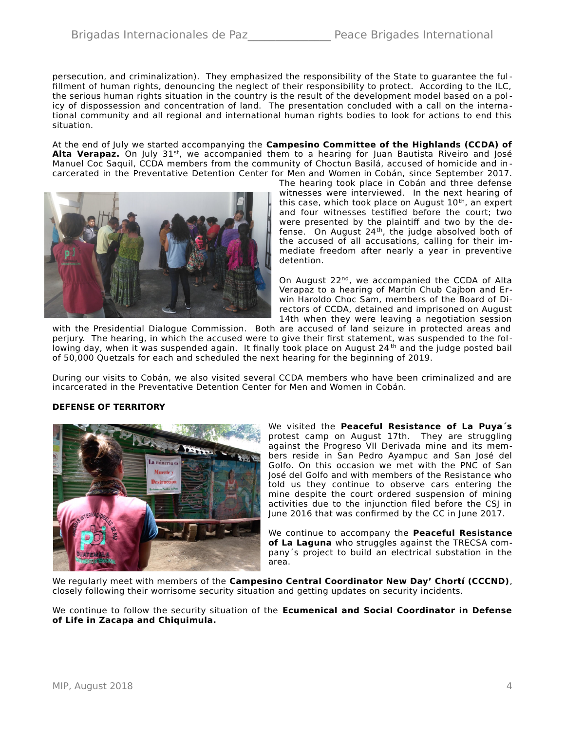persecution, and criminalization). They emphasized the responsibility of the State to guarantee the fulfillment of human rights, denouncing the neglect of their responsibility to protect. According to the ILC, the serious human rights situation in the country is the result of the development model based on a policy of dispossession and concentration of land. The presentation concluded with a call on the international community and all regional and international human rights bodies to look for actions to end this situation.

At the end of July we started accompanying the **Campesino Committee of the Highlands (CCDA) of Alta Verapaz.** On July 31st, we accompanied them to a hearing for Juan Bautista Riveiro and José Manuel Coc Saquil, CCDA members from the community of Choctun Basilá, accused of homicide and incarcerated in the Preventative Detention Center for Men and Women in Cobán, since September 2017. The hearing took place in Cobán and three defense witnesses were interviewed. In the next hearing of this case, which took place on August 10th, an expert and four witnesses testified before the court; two were presented by the plaintiff and two by the defense. On August 24th, the judge absolved both of the accused of all accusations, calling for their immediate freedom after nearly a year in preventive detention.

On August 22nd, we accompanied the CCDA of Alta Verapaz to a hearing of Martín Chub Cajbon and Erwin Haroldo Choc Sam, members of the Board of Directors of CCDA, detained and imprisoned on August 14th when they were leaving a negotiation session with the Presidential Dialogue Commission. Both are accused of land seizure in protected areas and perjury. The hearing, in which the accused were to give their first statement, was suspended to the following day, when it was suspended again. It finally took place on August 24th and the judge posted bail of 50,000 Quetzals for each and scheduled the next hearing for the beginning of 2019.

During our visits to Cobán, we also visited several CCDA members who have been criminalized and are incarcerated in the Preventative Detention Center for Men and Women in Cobán.

**DEFENSE OF TERRITORY**

We visited the **Peaceful Resistance of La Puya´s** protest camp on August 17th. They are struggling against the Progreso VII Derivada mine and its members reside in San Pedro Ayampuc and San José del Golfo. On this occasion we met with the PNC of San José del Golfo and with members of the Resistance who told us they continue to observe cars entering the mine despite the court ordered suspension of mining activities due to the injunction filed before the CSJ in June 2016 that was confirmed by the CC in June 2017.

We continue to accompany the **Peaceful Resistance of La Laguna** who struggles against the TRECSA company´s project to build an electrical substation in the area.

We regularly meet with members of the **Campesino Central Coordinator New Day' Chortí (CCCND)**, closely following their worrisome security situation and getting updates on security incidents.

We continue to follow the security situation of the **Ecumenical and Social Coordinator in Defense of Life in Zacapa and Chiquimula.**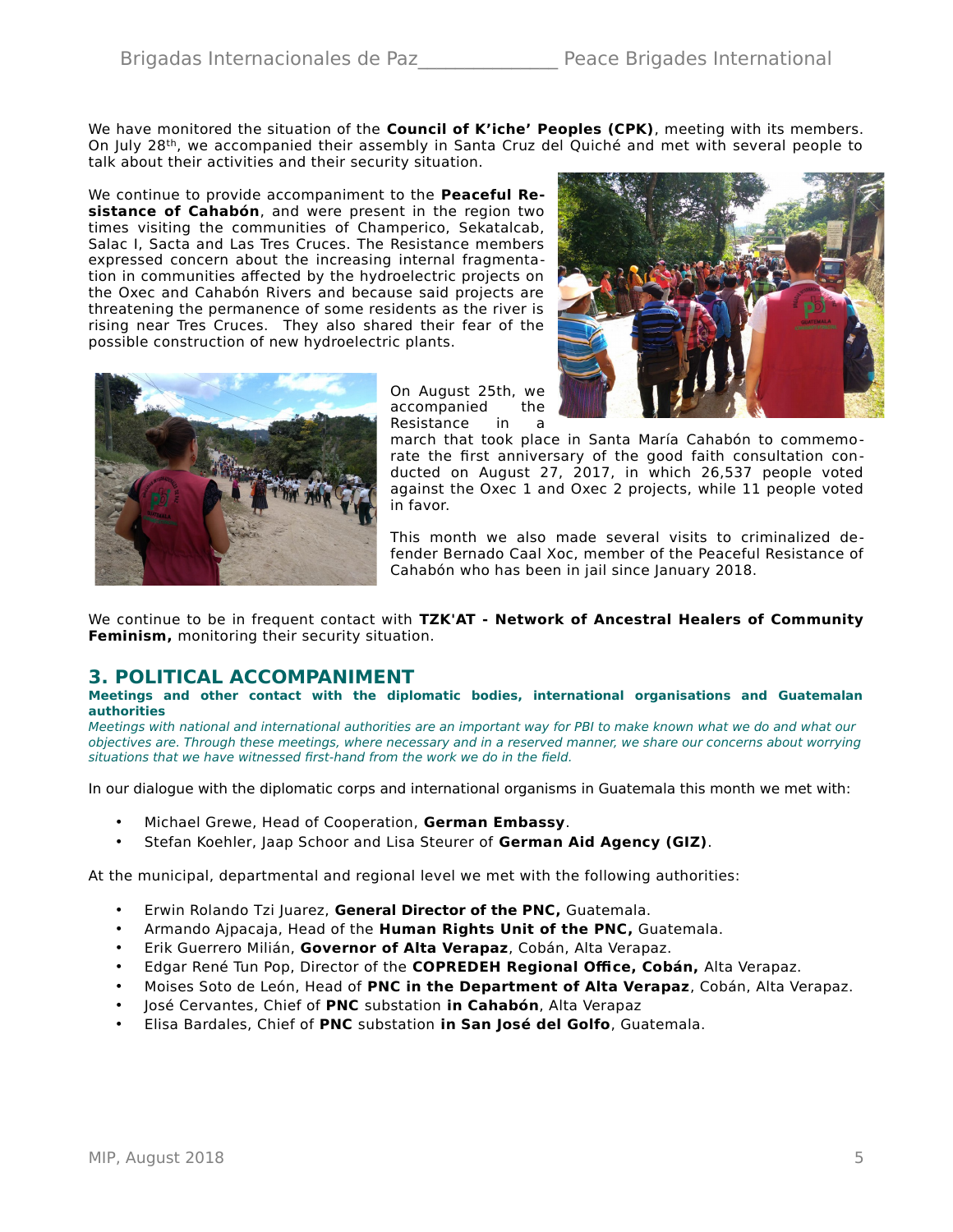We have monitored the situation of the **Council of K'iche' Peoples (CPK)**, meeting with its members. On July 28th, we accompanied their assembly in Santa Cruz del Quiché and met with several people to talk about their activities and their security situation.

We continue to provide accompaniment to the **Peaceful Resistance of Cahabón**, and were present in the region two times visiting the communities of Champerico, Sekatalcab, Salac I, Sacta and Las Tres Cruces. The Resistance members expressed concern about the increasing internal fragmentation in communities affected by the hydroelectric projects on the Oxec and Cahabón Rivers and because said projects are threatening the permanence of some residents as the river is rising near Tres Cruces. They also shared their fear of the possible construction of new hydroelectric plants.

On August 25th, we accompanied the Resistance in a march that took place in Santa María Cahabón to commemorate the first anniversary of the good faith consultation conducted on August 27, 2017, in which 26,537 people voted against the Oxec 1 and Oxec 2 projects, while 11 people voted in favor.

This month we also made several visits to criminalized defender Bernado Caal Xoc, member of the Peaceful Resistance of Cahabón who has been in jail since January 2018.

We continue to be in frequent contact with **TZK'AT - Network of Ancestral Healers of Community Feminism,** monitoring their security situation.

## 3. POLITICAL ACCOMPANIMENT

**Meetings and other contact with the diplomatic bodies, international organisations and Guatemalan authorities**

*Meetings with national and international authorities are an important way for PBI to make known what we do and what our objectives are. Through these meetings, where necessary and in a reserved manner, we share our concerns about worrying situations that we have witnessed first-hand from the work we do in the field.*

In our dialogue with the diplomatic corps and international organisms in Guatemala this month we met with:

- Michael Grewe, Head of Cooperation, **German Embassy**.
- Stefan Koehler, Jaap Schoor and Lisa Steurer of **German Aid Agency (GIZ)**.

At the municipal, departmental and regional level we met with the following authorities:

- Erwin Rolando Tzi Juarez, **General Director of the PNC,** Guatemala.
- Armando Ajpacaja, Head of the **Human Rights Unit of the PNC,** Guatemala.
- Erik Guerrero Milián, **Governor of Alta Verapaz**, Cobán, Alta Verapaz.
- Edgar René Tun Pop, Director of the **COPREDEH Regional Office, Cobán,** Alta Verapaz.
- Moises Soto de León, Head of **PNC in the Department of Alta Verapaz**, Cobán, Alta Verapaz.
- José Cervantes, Chief of **PNC** substation **in Cahabón**, Alta Verapaz
- Elisa Bardales, Chief of **PNC** substation **in San José del Golfo**, Guatemala.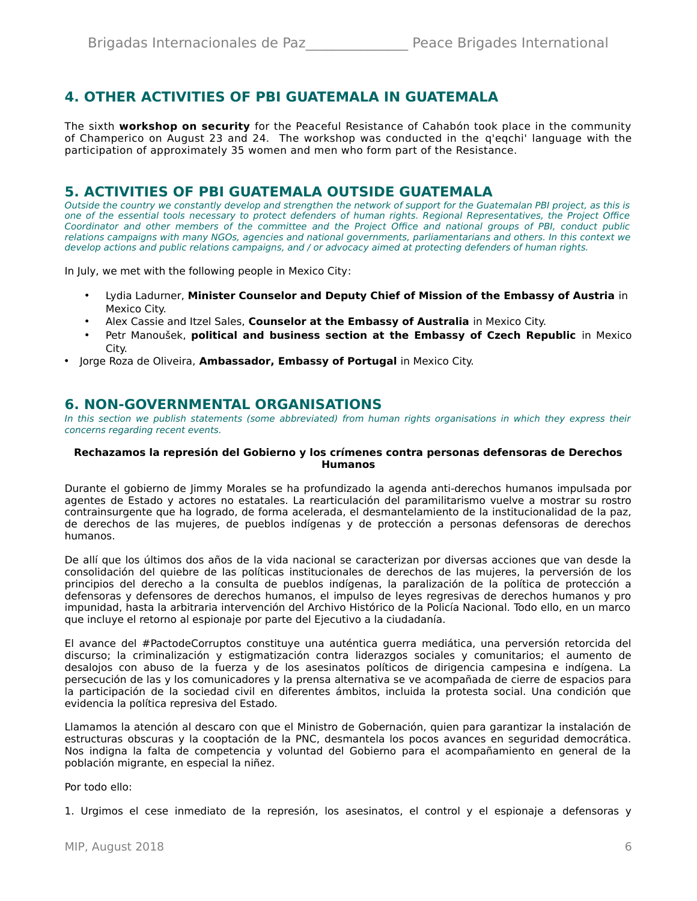## 4. OTHER ACTIVITIES OF PBI GUATEMALA IN GUATEMALA

The sixth **workshop on security** for the Peaceful Resistance of Cahabón took place in the community of Champerico on August 23 and 24. The workshop was conducted in the q'eqchi' language with the participation of approximately 35 women and men who form part of the Resistance.

## 5. ACTIVITIES OF PBI GUATEMALA OUTSIDE GUATEMALA

*Outside the country we constantly develop and strengthen the network of support for the Guatemalan PBI project, as this is one of the essential tools necessary to protect defenders of human rights. Regional Representatives, the Project Office Coordinator and other members of the committee and the Project Office and national groups of PBI, conduct public relations campaigns with many NGOs, agencies and national governments, parliamentarians and others. In this context we develop actions and public relations campaigns, and / or advocacy aimed at protecting defenders of human rights.*

In July, we met with the following people in Mexico City:

- Lydia Ladurner, **Minister Counselor and Deputy Chief of Mission of the Embassy of Austria** in Mexico City.
- Alex Cassie and Itzel Sales, **Counselor at the Embassy of Australia** in Mexico City.
- Petr Manoušek, **political and business section at the Embassy of Czech Republic** in Mexico City.
- Jorge Roza de Oliveira, **Ambassador, Embassy of Portugal** in Mexico City.

## 6. NON-GOVERNMENTAL ORGANISATIONS

*In this section we publish statements (some abbreviated) from human rights organisations in which they express their concerns regarding recent events.*

**Rechazamos la represión del Gobierno y los crímenes contra personas defensoras de Derechos Humanos**

Durante el gobierno de Jimmy Morales se ha profundizado la agenda anti-derechos humanos impulsada por agentes de Estado y actores no estatales. La rearticulación del paramilitarismo vuelve a mostrar su rostro contrainsurgente que ha logrado, de forma acelerada, el desmantelamiento de la institucionalidad de la paz, de derechos de las mujeres, de pueblos indígenas y de protección a personas defensoras de derechos humanos.

De allí que los últimos dos años de la vida nacional se caracterizan por diversas acciones que van desde la consolidación del quiebre de las políticas institucionales de derechos de las mujeres, la perversión de los principios del derecho a la consulta de pueblos indígenas, la paralización de la política de protección a defensoras y defensores de derechos humanos, el impulso de leyes regresivas de derechos humanos y pro impunidad, hasta la arbitraria intervención del Archivo Histórico de la Policía Nacional. Todo ello, en un marco que incluye el retorno al espionaje por parte del Ejecutivo a la ciudadanía.

El avance del #PactodeCorruptos constituye una auténtica guerra mediática, una perversión retorcida del discurso; la criminalización y estigmatización contra liderazgos sociales y comunitarios; el aumento de desalojos con abuso de la fuerza y de los asesinatos políticos de dirigencia campesina e indígena. La persecución de las y los comunicadores y la prensa alternativa se ve acompañada de cierre de espacios para la participación de la sociedad civil en diferentes ámbitos, incluida la protesta social. Una condición que evidencia la política represiva del Estado.

Llamamos la atención al descaro con que el Ministro de Gobernación, quien para garantizar la instalación de estructuras obscuras y la cooptación de la PNC, desmantela los pocos avances en seguridad democrática. Nos indigna la falta de competencia y voluntad del Gobierno para el acompañamiento en general de la población migrante, en especial la niñez.

Por todo ello:

1. Urgimos el cese inmediato de la represión, los asesinatos, el control y el espionaje a defensoras y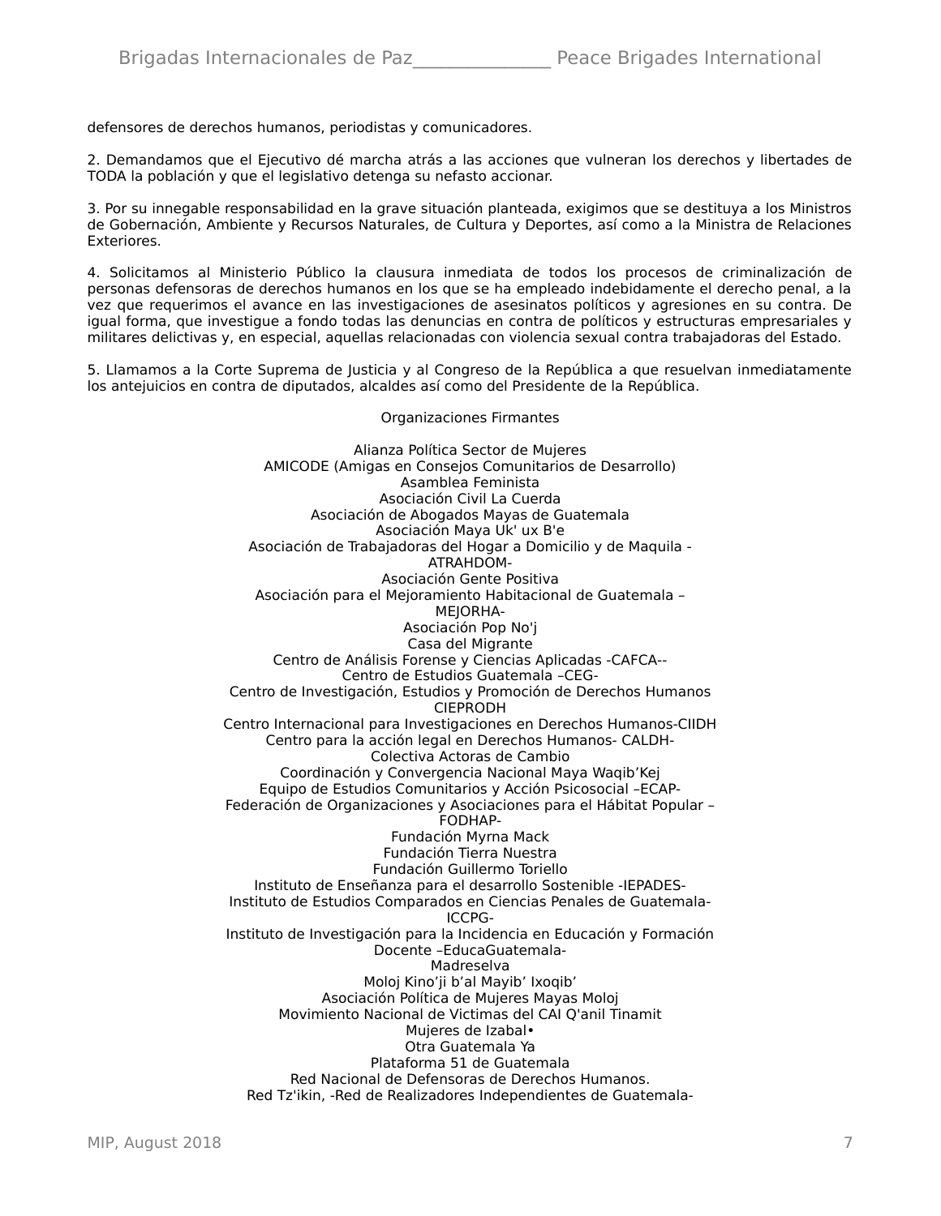defensores de derechos humanos, periodistas y comunicadores.

2. Demandamos que el Ejecutivo dé marcha atrás a las acciones que vulneran los derechos y libertades de TODA la población y que el legislativo detenga su nefasto accionar.

3. Por su innegable responsabilidad en la grave situación planteada, exigimos que se destituya a los Ministros de Gobernación, Ambiente y Recursos Naturales, de Cultura y Deportes, así como a la Ministra de Relaciones Exteriores.

4. Solicitamos al Ministerio Público la clausura inmediata de todos los procesos de criminalización de personas defensoras de derechos humanos en los que se ha empleado indebidamente el derecho penal, a la vez que requerimos el avance en las investigaciones de asesinatos políticos y agresiones en su contra. De igual forma, que investigue a fondo todas las denuncias en contra de políticos y estructuras empresariales y militares delictivas y, en especial, aquellas relacionadas con violencia sexual contra trabajadoras del Estado.

5. Llamamos a la Corte Suprema de Justicia y al Congreso de la República a que resuelvan inmediatamente los antejuicios en contra de diputados, alcaldes así como del Presidente de la República.

Organizaciones Firmantes

Alianza Política Sector de Mujeres
AMICODE (Amigas en Consejos Comunitarios de Desarrollo)
Asamblea Feminista
Asociación Civil La Cuerda
Asociación de Abogados Mayas de Guatemala
Asociación Maya Uk' ux B'e
Asociación de Trabajadoras del Hogar a Domicilio y de Maquila -ATRAHDOM-
Asociación Gente Positiva
Asociación para el Mejoramiento Habitacional de Guatemala –MEJORHA-
Asociación Pop No'j
Casa del Migrante
Centro de Análisis Forense y Ciencias Aplicadas -CAFCA--
Centro de Estudios Guatemala –CEG-
Centro de Investigación, Estudios y Promoción de Derechos Humanos CIEPRODH
Centro Internacional para Investigaciones en Derechos Humanos-CIIDH
Centro para la acción legal en Derechos Humanos- CALDH-
Colectiva Actoras de Cambio
Coordinación y Convergencia Nacional Maya Waqib'Kej
Equipo de Estudios Comunitarios y Acción Psicosocial –ECAP-
Federación de Organizaciones y Asociaciones para el Hábitat Popular –FODHAP-
Fundación Myrna Mack
Fundación Tierra Nuestra
Fundación Guillermo Toriello
Instituto de Enseñanza para el desarrollo Sostenible -IEPADES-
Instituto de Estudios Comparados en Ciencias Penales de Guatemala-ICCPG-
Instituto de Investigación para la Incidencia en Educación y Formación Docente –EducaGuatemala-
Madreselva
Moloj Kino'ji b'al Mayib' Ixoqib'
Asociación Política de Mujeres Mayas Moloj
Movimiento Nacional de Victimas del CAI Q'anil Tinamit
Mujeres de Izabal•
Otra Guatemala Ya
Plataforma 51 de Guatemala
Red Nacional de Defensoras de Derechos Humanos.
Red Tz'ikin, -Red de Realizadores Independientes de Guatemala-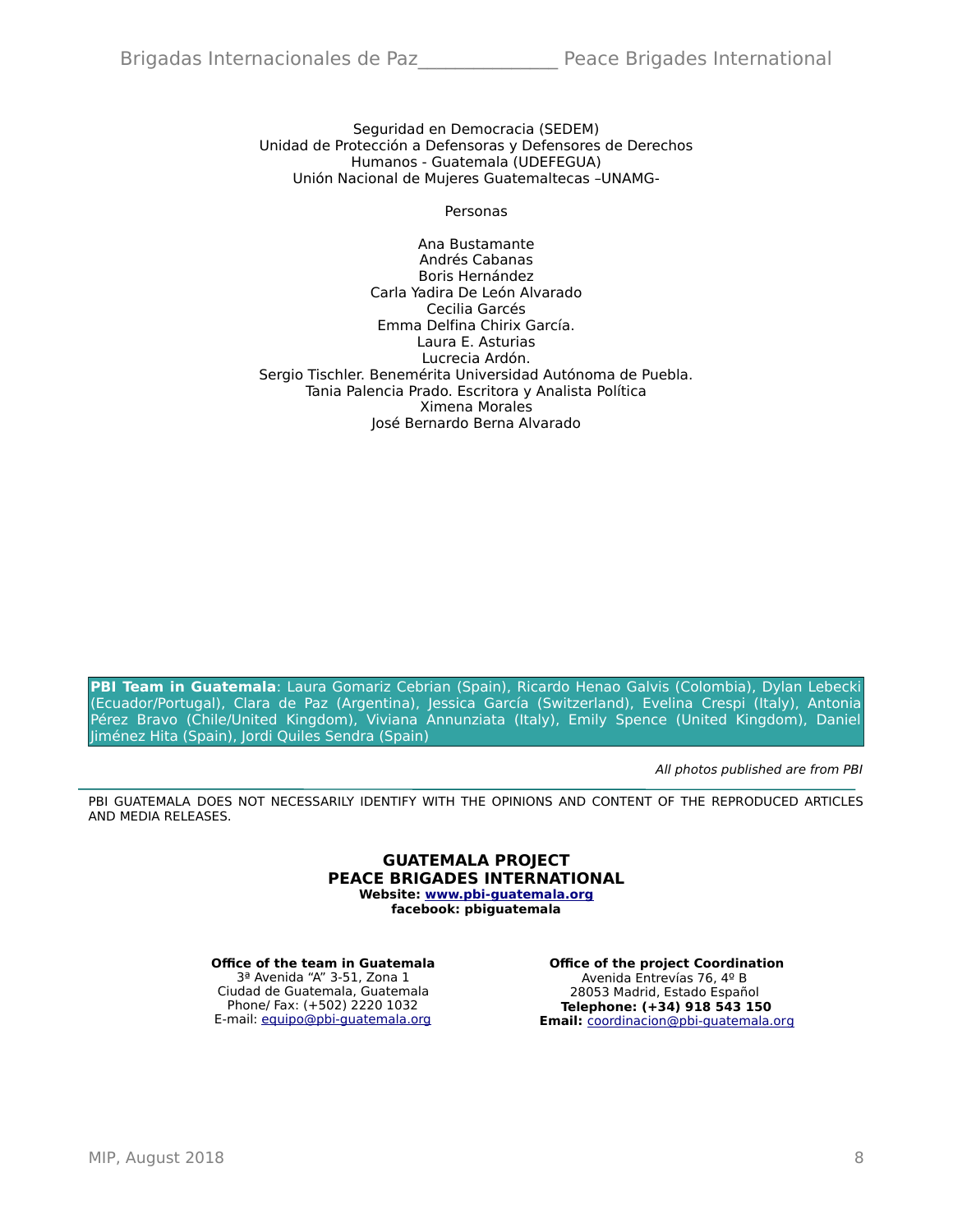Seguridad en Democracia (SEDEM)
Unidad de Protección a Defensoras y Defensores de Derechos Humanos - Guatemala (UDEFEGUA)
Unión Nacional de Mujeres Guatemaltecas –UNAMG-

Personas

Ana Bustamante
Andrés Cabanas
Boris Hernández
Carla Yadira De León Alvarado
Cecilia Garcés
Emma Delfina Chirix García.
Laura E. Asturias
Lucrecia Ardón.
Sergio Tischler. Benemérita Universidad Autónoma de Puebla.
Tania Palencia Prado. Escritora y Analista Política
Ximena Morales
José Bernardo Berna Alvarado

**PBI Team in Guatemala**: Laura Gomariz Cebrian (Spain), Ricardo Henao Galvis (Colombia), Dylan Lebecki (Ecuador/Portugal), Clara de Paz (Argentina), Jessica García (Switzerland), Evelina Crespi (Italy), Antonia Pérez Bravo (Chile/United Kingdom), Viviana Annunziata (Italy), Emily Spence (United Kingdom), Daniel Jiménez Hita (Spain), Jordi Quiles Sendra (Spain)

*All photos published are from PBI*

---

PBI GUATEMALA DOES NOT NECESSARILY IDENTIFY WITH THE OPINIONS AND CONTENT OF THE REPRODUCED ARTICLES AND MEDIA RELEASES.

**GUATEMALA PROJECT**
**PEACE BRIGADES INTERNATIONAL**
**Website: www.pbi-guatemala.org**
**facebook: pbiguatemala**

**Office of the team in Guatemala**
3ª Avenida "A" 3-51, Zona 1
Ciudad de Guatemala, Guatemala
Phone/ Fax: (+502) 2220 1032
E-mail: equipo@pbi-guatemala.org

**Office of the project Coordination**
Avenida Entrevías 76, 4º B
28053 Madrid, Estado Español
**Telephone: (+34) 918 543 150**
**Email:** coordinacion@pbi-guatemala.org